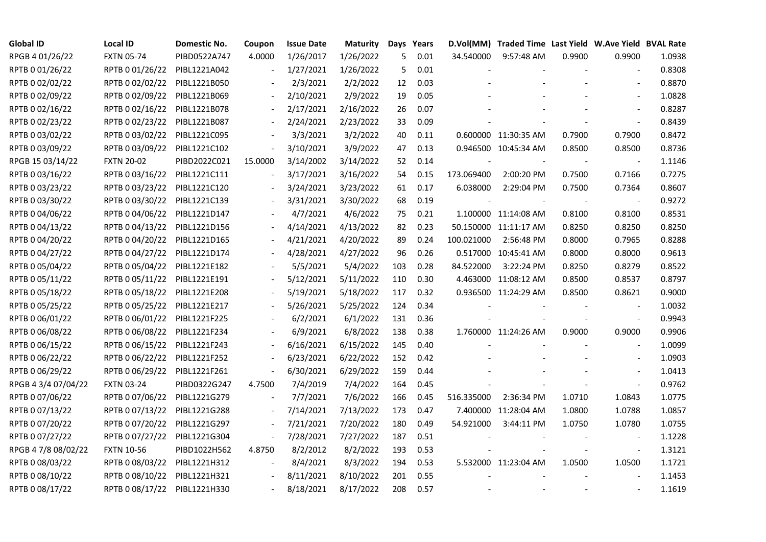| Global ID | Local ID | Domestic No. | Coupon | Issue Date | Maturity | Days | Years | D.Vol(MM) | Traded Time | Last Yield | W.Ave Yield | BVAL Rate |
|---|---|---|---|---|---|---|---|---|---|---|---|---|
| RPGB 4 01/26/22 | FXTN 05-74 | PIBD0522A747 | 4.0000 | 1/26/2017 | 1/26/2022 | 5 | 0.01 | 34.540000 | 9:57:48 AM | 0.9900 | 0.9900 | 1.0938 |
| RPTB 0 01/26/22 | RPTB 0 01/26/22 | PIBL1221A042 | - | 1/27/2021 | 1/26/2022 | 5 | 0.01 | - | - | - | - | 0.8308 |
| RPTB 0 02/02/22 | RPTB 0 02/02/22 | PIBL1221B050 | - | 2/3/2021 | 2/2/2022 | 12 | 0.03 | - | - | - | - | 0.8870 |
| RPTB 0 02/09/22 | RPTB 0 02/09/22 | PIBL1221B069 | - | 2/10/2021 | 2/9/2022 | 19 | 0.05 | - | - | - | - | 1.0828 |
| RPTB 0 02/16/22 | RPTB 0 02/16/22 | PIBL1221B078 | - | 2/17/2021 | 2/16/2022 | 26 | 0.07 | - | - | - | - | 0.8287 |
| RPTB 0 02/23/22 | RPTB 0 02/23/22 | PIBL1221B087 | - | 2/24/2021 | 2/23/2022 | 33 | 0.09 | - | - | - | - | 0.8439 |
| RPTB 0 03/02/22 | RPTB 0 03/02/22 | PIBL1221C095 | - | 3/3/2021 | 3/2/2022 | 40 | 0.11 | 0.600000 | 11:30:35 AM | 0.7900 | 0.7900 | 0.8472 |
| RPTB 0 03/09/22 | RPTB 0 03/09/22 | PIBL1221C102 | - | 3/10/2021 | 3/9/2022 | 47 | 0.13 | 0.946500 | 10:45:34 AM | 0.8500 | 0.8500 | 0.8736 |
| RPGB 15 03/14/22 | FXTN 20-02 | PIBD2022C021 | 15.0000 | 3/14/2002 | 3/14/2022 | 52 | 0.14 | - | - | - | - | 1.1146 |
| RPTB 0 03/16/22 | RPTB 0 03/16/22 | PIBL1221C111 | - | 3/17/2021 | 3/16/2022 | 54 | 0.15 | 173.069400 | 2:00:20 PM | 0.7500 | 0.7166 | 0.7275 |
| RPTB 0 03/23/22 | RPTB 0 03/23/22 | PIBL1221C120 | - | 3/24/2021 | 3/23/2022 | 61 | 0.17 | 6.038000 | 2:29:04 PM | 0.7500 | 0.7364 | 0.8607 |
| RPTB 0 03/30/22 | RPTB 0 03/30/22 | PIBL1221C139 | - | 3/31/2021 | 3/30/2022 | 68 | 0.19 | - | - | - | - | 0.9272 |
| RPTB 0 04/06/22 | RPTB 0 04/06/22 | PIBL1221D147 | - | 4/7/2021 | 4/6/2022 | 75 | 0.21 | 1.100000 | 11:14:08 AM | 0.8100 | 0.8100 | 0.8531 |
| RPTB 0 04/13/22 | RPTB 0 04/13/22 | PIBL1221D156 | - | 4/14/2021 | 4/13/2022 | 82 | 0.23 | 50.150000 | 11:11:17 AM | 0.8250 | 0.8250 | 0.8250 |
| RPTB 0 04/20/22 | RPTB 0 04/20/22 | PIBL1221D165 | - | 4/21/2021 | 4/20/2022 | 89 | 0.24 | 100.021000 | 2:56:48 PM | 0.8000 | 0.7965 | 0.8288 |
| RPTB 0 04/27/22 | RPTB 0 04/27/22 | PIBL1221D174 | - | 4/28/2021 | 4/27/2022 | 96 | 0.26 | 0.517000 | 10:45:41 AM | 0.8000 | 0.8000 | 0.9613 |
| RPTB 0 05/04/22 | RPTB 0 05/04/22 | PIBL1221E182 | - | 5/5/2021 | 5/4/2022 | 103 | 0.28 | 84.522000 | 3:22:24 PM | 0.8250 | 0.8279 | 0.8522 |
| RPTB 0 05/11/22 | RPTB 0 05/11/22 | PIBL1221E191 | - | 5/12/2021 | 5/11/2022 | 110 | 0.30 | 4.463000 | 11:08:12 AM | 0.8500 | 0.8537 | 0.8797 |
| RPTB 0 05/18/22 | RPTB 0 05/18/22 | PIBL1221E208 | - | 5/19/2021 | 5/18/2022 | 117 | 0.32 | 0.936500 | 11:24:29 AM | 0.8500 | 0.8621 | 0.9000 |
| RPTB 0 05/25/22 | RPTB 0 05/25/22 | PIBL1221E217 | - | 5/26/2021 | 5/25/2022 | 124 | 0.34 | - | - | - | - | 1.0032 |
| RPTB 0 06/01/22 | RPTB 0 06/01/22 | PIBL1221F225 | - | 6/2/2021 | 6/1/2022 | 131 | 0.36 | - | - | - | - | 0.9943 |
| RPTB 0 06/08/22 | RPTB 0 06/08/22 | PIBL1221F234 | - | 6/9/2021 | 6/8/2022 | 138 | 0.38 | 1.760000 | 11:24:26 AM | 0.9000 | 0.9000 | 0.9906 |
| RPTB 0 06/15/22 | RPTB 0 06/15/22 | PIBL1221F243 | - | 6/16/2021 | 6/15/2022 | 145 | 0.40 | - | - | - | - | 1.0099 |
| RPTB 0 06/22/22 | RPTB 0 06/22/22 | PIBL1221F252 | - | 6/23/2021 | 6/22/2022 | 152 | 0.42 | - | - | - | - | 1.0903 |
| RPTB 0 06/29/22 | RPTB 0 06/29/22 | PIBL1221F261 | - | 6/30/2021 | 6/29/2022 | 159 | 0.44 | - | - | - | - | 1.0413 |
| RPGB 4 3/4 07/04/22 | FXTN 03-24 | PIBD0322G247 | 4.7500 | 7/4/2019 | 7/4/2022 | 164 | 0.45 | - | - | - | - | 0.9762 |
| RPTB 0 07/06/22 | RPTB 0 07/06/22 | PIBL1221G279 | - | 7/7/2021 | 7/6/2022 | 166 | 0.45 | 516.335000 | 2:36:34 PM | 1.0710 | 1.0843 | 1.0775 |
| RPTB 0 07/13/22 | RPTB 0 07/13/22 | PIBL1221G288 | - | 7/14/2021 | 7/13/2022 | 173 | 0.47 | 7.400000 | 11:28:04 AM | 1.0800 | 1.0788 | 1.0857 |
| RPTB 0 07/20/22 | RPTB 0 07/20/22 | PIBL1221G297 | - | 7/21/2021 | 7/20/2022 | 180 | 0.49 | 54.921000 | 3:44:11 PM | 1.0750 | 1.0780 | 1.0755 |
| RPTB 0 07/27/22 | RPTB 0 07/27/22 | PIBL1221G304 | - | 7/28/2021 | 7/27/2022 | 187 | 0.51 | - | - | - | - | 1.1228 |
| RPGB 4 7/8 08/02/22 | FXTN 10-56 | PIBD1022H562 | 4.8750 | 8/2/2012 | 8/2/2022 | 193 | 0.53 | - | - | - | - | 1.3121 |
| RPTB 0 08/03/22 | RPTB 0 08/03/22 | PIBL1221H312 | - | 8/4/2021 | 8/3/2022 | 194 | 0.53 | 5.532000 | 11:23:04 AM | 1.0500 | 1.0500 | 1.1721 |
| RPTB 0 08/10/22 | RPTB 0 08/10/22 | PIBL1221H321 | - | 8/11/2021 | 8/10/2022 | 201 | 0.55 | - | - | - | - | 1.1453 |
| RPTB 0 08/17/22 | RPTB 0 08/17/22 | PIBL1221H330 | - | 8/18/2021 | 8/17/2022 | 208 | 0.57 | - | - | - | - | 1.1619 |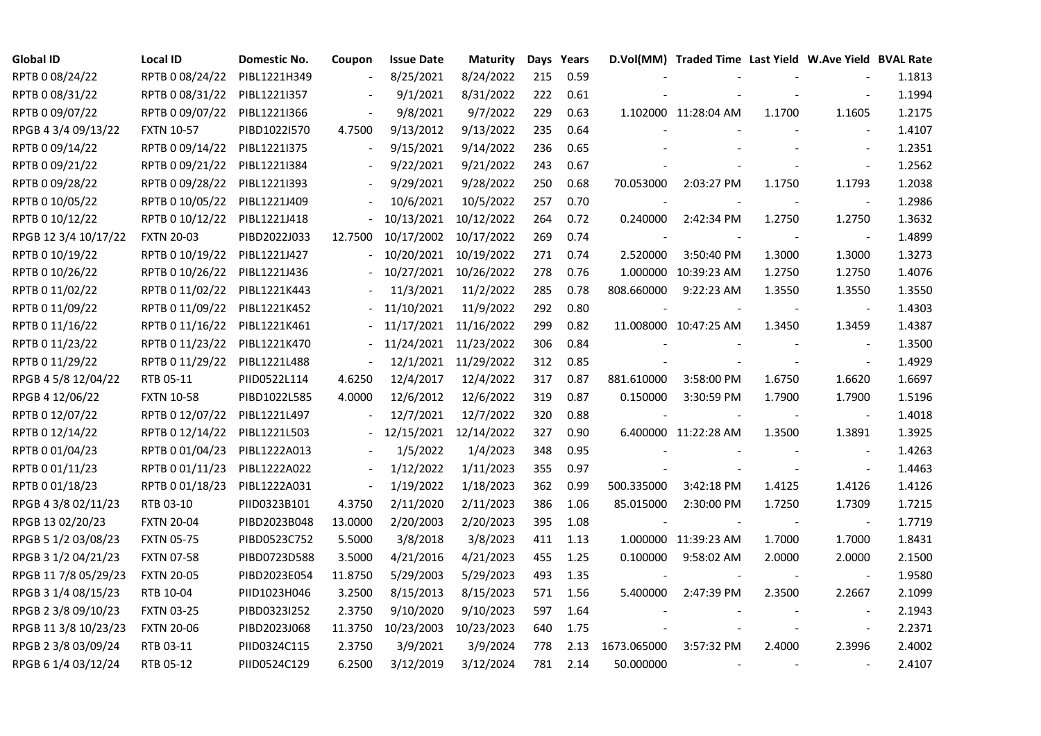| Global ID | Local ID | Domestic No. | Coupon | Issue Date | Maturity | Days | Years | D.Vol(MM) | Traded Time | Last Yield | W.Ave Yield | BVAL Rate |
|---|---|---|---|---|---|---|---|---|---|---|---|---|
| RPTB 0 08/24/22 | RPTB 0 08/24/22 | PIBL1221H349 | - | 8/25/2021 | 8/24/2022 | 215 | 0.59 | - | - | - | - | 1.1813 |
| RPTB 0 08/31/22 | RPTB 0 08/31/22 | PIBL1221I357 | - | 9/1/2021 | 8/31/2022 | 222 | 0.61 | - | - | - | - | 1.1994 |
| RPTB 0 09/07/22 | RPTB 0 09/07/22 | PIBL1221I366 | - | 9/8/2021 | 9/7/2022 | 229 | 0.63 | 1.102000 | 11:28:04 AM | 1.1700 | 1.1605 | 1.2175 |
| RPGB 4 3/4 09/13/22 | FXTN 10-57 | PIBD1022I570 | 4.7500 | 9/13/2012 | 9/13/2022 | 235 | 0.64 | - | - | - | - | 1.4107 |
| RPTB 0 09/14/22 | RPTB 0 09/14/22 | PIBL1221I375 | - | 9/15/2021 | 9/14/2022 | 236 | 0.65 | - | - | - | - | 1.2351 |
| RPTB 0 09/21/22 | RPTB 0 09/21/22 | PIBL1221I384 | - | 9/22/2021 | 9/21/2022 | 243 | 0.67 | - | - | - | - | 1.2562 |
| RPTB 0 09/28/22 | RPTB 0 09/28/22 | PIBL1221I393 | - | 9/29/2021 | 9/28/2022 | 250 | 0.68 | 70.053000 | 2:03:27 PM | 1.1750 | 1.1793 | 1.2038 |
| RPTB 0 10/05/22 | RPTB 0 10/05/22 | PIBL1221J409 | - | 10/6/2021 | 10/5/2022 | 257 | 0.70 | - | - | - | - | 1.2986 |
| RPTB 0 10/12/22 | RPTB 0 10/12/22 | PIBL1221J418 | - | 10/13/2021 | 10/12/2022 | 264 | 0.72 | 0.240000 | 2:42:34 PM | 1.2750 | 1.2750 | 1.3632 |
| RPGB 12 3/4 10/17/22 | FXTN 20-03 | PIBD2022J033 | 12.7500 | 10/17/2002 | 10/17/2022 | 269 | 0.74 | - | - | - | - | 1.4899 |
| RPTB 0 10/19/22 | RPTB 0 10/19/22 | PIBL1221J427 | - | 10/20/2021 | 10/19/2022 | 271 | 0.74 | 2.520000 | 3:50:40 PM | 1.3000 | 1.3000 | 1.3273 |
| RPTB 0 10/26/22 | RPTB 0 10/26/22 | PIBL1221J436 | - | 10/27/2021 | 10/26/2022 | 278 | 0.76 | 1.000000 | 10:39:23 AM | 1.2750 | 1.2750 | 1.4076 |
| RPTB 0 11/02/22 | RPTB 0 11/02/22 | PIBL1221K443 | - | 11/3/2021 | 11/2/2022 | 285 | 0.78 | 808.660000 | 9:22:23 AM | 1.3550 | 1.3550 | 1.3550 |
| RPTB 0 11/09/22 | RPTB 0 11/09/22 | PIBL1221K452 | - | 11/10/2021 | 11/9/2022 | 292 | 0.80 | - | - | - | - | 1.4303 |
| RPTB 0 11/16/22 | RPTB 0 11/16/22 | PIBL1221K461 | - | 11/17/2021 | 11/16/2022 | 299 | 0.82 | 11.008000 | 10:47:25 AM | 1.3450 | 1.3459 | 1.4387 |
| RPTB 0 11/23/22 | RPTB 0 11/23/22 | PIBL1221K470 | - | 11/24/2021 | 11/23/2022 | 306 | 0.84 | - | - | - | - | 1.3500 |
| RPTB 0 11/29/22 | RPTB 0 11/29/22 | PIBL1221L488 | - | 12/1/2021 | 11/29/2022 | 312 | 0.85 | - | - | - | - | 1.4929 |
| RPGB 4 5/8 12/04/22 | RTB 05-11 | PIID0522L114 | 4.6250 | 12/4/2017 | 12/4/2022 | 317 | 0.87 | 881.610000 | 3:58:00 PM | 1.6750 | 1.6620 | 1.6697 |
| RPGB 4 12/06/22 | FXTN 10-58 | PIBD1022L585 | 4.0000 | 12/6/2012 | 12/6/2022 | 319 | 0.87 | 0.150000 | 3:30:59 PM | 1.7900 | 1.7900 | 1.5196 |
| RPTB 0 12/07/22 | RPTB 0 12/07/22 | PIBL1221L497 | - | 12/7/2021 | 12/7/2022 | 320 | 0.88 | - | - | - | - | 1.4018 |
| RPTB 0 12/14/22 | RPTB 0 12/14/22 | PIBL1221L503 | - | 12/15/2021 | 12/14/2022 | 327 | 0.90 | 6.400000 | 11:22:28 AM | 1.3500 | 1.3891 | 1.3925 |
| RPTB 0 01/04/23 | RPTB 0 01/04/23 | PIBL1222A013 | - | 1/5/2022 | 1/4/2023 | 348 | 0.95 | - | - | - | - | 1.4263 |
| RPTB 0 01/11/23 | RPTB 0 01/11/23 | PIBL1222A022 | - | 1/12/2022 | 1/11/2023 | 355 | 0.97 | - | - | - | - | 1.4463 |
| RPTB 0 01/18/23 | RPTB 0 01/18/23 | PIBL1222A031 | - | 1/19/2022 | 1/18/2023 | 362 | 0.99 | 500.335000 | 3:42:18 PM | 1.4125 | 1.4126 | 1.4126 |
| RPGB 4 3/8 02/11/23 | RTB 03-10 | PIID0323B101 | 4.3750 | 2/11/2020 | 2/11/2023 | 386 | 1.06 | 85.015000 | 2:30:00 PM | 1.7250 | 1.7309 | 1.7215 |
| RPGB 13 02/20/23 | FXTN 20-04 | PIBD2023B048 | 13.0000 | 2/20/2003 | 2/20/2023 | 395 | 1.08 | - | - | - | - | 1.7719 |
| RPGB 5 1/2 03/08/23 | FXTN 05-75 | PIBD0523C752 | 5.5000 | 3/8/2018 | 3/8/2023 | 411 | 1.13 | 1.000000 | 11:39:23 AM | 1.7000 | 1.7000 | 1.8431 |
| RPGB 3 1/2 04/21/23 | FXTN 07-58 | PIBD0723D588 | 3.5000 | 4/21/2016 | 4/21/2023 | 455 | 1.25 | 0.100000 | 9:58:02 AM | 2.0000 | 2.0000 | 2.1500 |
| RPGB 11 7/8 05/29/23 | FXTN 20-05 | PIBD2023E054 | 11.8750 | 5/29/2003 | 5/29/2023 | 493 | 1.35 | - | - | - | - | 1.9580 |
| RPGB 3 1/4 08/15/23 | RTB 10-04 | PIID1023H046 | 3.2500 | 8/15/2013 | 8/15/2023 | 571 | 1.56 | 5.400000 | 2:47:39 PM | 2.3500 | 2.2667 | 2.1099 |
| RPGB 2 3/8 09/10/23 | FXTN 03-25 | PIBD0323I252 | 2.3750 | 9/10/2020 | 9/10/2023 | 597 | 1.64 | - | - | - | - | 2.1943 |
| RPGB 11 3/8 10/23/23 | FXTN 20-06 | PIBD2023J068 | 11.3750 | 10/23/2003 | 10/23/2023 | 640 | 1.75 | - | - | - | - | 2.2371 |
| RPGB 2 3/8 03/09/24 | RTB 03-11 | PIID0324C115 | 2.3750 | 3/9/2021 | 3/9/2024 | 778 | 2.13 | 1673.065000 | 3:57:32 PM | 2.4000 | 2.3996 | 2.4002 |
| RPGB 6 1/4 03/12/24 | RTB 05-12 | PIID0524C129 | 6.2500 | 3/12/2019 | 3/12/2024 | 781 | 2.14 | 50.000000 | - | - | - | 2.4107 |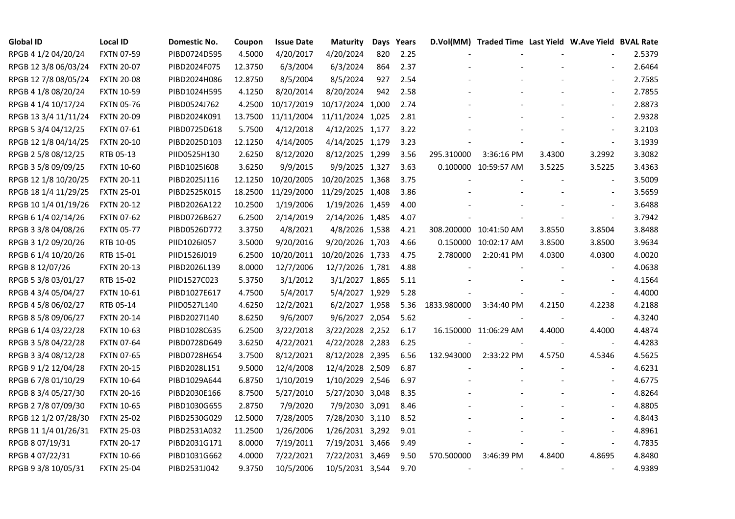| Global ID | Local ID | Domestic No. | Coupon | Issue Date | Maturity | Days | Years | D.Vol(MM) | Traded Time | Last Yield | W.Ave Yield | BVAL Rate |
|---|---|---|---|---|---|---|---|---|---|---|---|---|
| RPGB 4 1/2 04/20/24 | FXTN 07-59 | PIBD0724D595 | 4.5000 | 4/20/2017 | 4/20/2024 | 820 | 2.25 | - | - | - | - | 2.5379 |
| RPGB 12 3/8 06/03/24 | FXTN 20-07 | PIBD2024F075 | 12.3750 | 6/3/2004 | 6/3/2024 | 864 | 2.37 | - | - | - | - | 2.6464 |
| RPGB 12 7/8 08/05/24 | FXTN 20-08 | PIBD2024H086 | 12.8750 | 8/5/2004 | 8/5/2024 | 927 | 2.54 | - | - | - | - | 2.7585 |
| RPGB 4 1/8 08/20/24 | FXTN 10-59 | PIBD1024H595 | 4.1250 | 8/20/2014 | 8/20/2024 | 942 | 2.58 | - | - | - | - | 2.7855 |
| RPGB 4 1/4 10/17/24 | FXTN 05-76 | PIBD0524J762 | 4.2500 | 10/17/2019 | 10/17/2024 | 1,000 | 2.74 | - | - | - | - | 2.8873 |
| RPGB 13 3/4 11/11/24 | FXTN 20-09 | PIBD2024K091 | 13.7500 | 11/11/2004 | 11/11/2024 | 1,025 | 2.81 | - | - | - | - | 2.9328 |
| RPGB 5 3/4 04/12/25 | FXTN 07-61 | PIBD0725D618 | 5.7500 | 4/12/2018 | 4/12/2025 | 1,177 | 3.22 | - | - | - | - | 3.2103 |
| RPGB 12 1/8 04/14/25 | FXTN 20-10 | PIBD2025D103 | 12.1250 | 4/14/2005 | 4/14/2025 | 1,179 | 3.23 | - | - | - | - | 3.1939 |
| RPGB 2 5/8 08/12/25 | RTB 05-13 | PIID0525H130 | 2.6250 | 8/12/2020 | 8/12/2025 | 1,299 | 3.56 | 295.310000 | 3:36:16 PM | 3.4300 | 3.2992 | 3.3082 |
| RPGB 3 5/8 09/09/25 | FXTN 10-60 | PIBD1025I608 | 3.6250 | 9/9/2015 | 9/9/2025 | 1,327 | 3.63 | 0.100000 | 10:59:57 AM | 3.5225 | 3.5225 | 3.4363 |
| RPGB 12 1/8 10/20/25 | FXTN 20-11 | PIBD2025J116 | 12.1250 | 10/20/2005 | 10/20/2025 | 1,368 | 3.75 | - | - | - | - | 3.5009 |
| RPGB 18 1/4 11/29/25 | FXTN 25-01 | PIBD2525K015 | 18.2500 | 11/29/2000 | 11/29/2025 | 1,408 | 3.86 | - | - | - | - | 3.5659 |
| RPGB 10 1/4 01/19/26 | FXTN 20-12 | PIBD2026A122 | 10.2500 | 1/19/2006 | 1/19/2026 | 1,459 | 4.00 | - | - | - | - | 3.6488 |
| RPGB 6 1/4 02/14/26 | FXTN 07-62 | PIBD0726B627 | 6.2500 | 2/14/2019 | 2/14/2026 | 1,485 | 4.07 | - | - | - | - | 3.7942 |
| RPGB 3 3/8 04/08/26 | FXTN 05-77 | PIBD0526D772 | 3.3750 | 4/8/2021 | 4/8/2026 | 1,538 | 4.21 | 308.200000 | 10:41:50 AM | 3.8550 | 3.8504 | 3.8488 |
| RPGB 3 1/2 09/20/26 | RTB 10-05 | PIID1026I057 | 3.5000 | 9/20/2016 | 9/20/2026 | 1,703 | 4.66 | 0.150000 | 10:02:17 AM | 3.8500 | 3.8500 | 3.9634 |
| RPGB 6 1/4 10/20/26 | RTB 15-01 | PIID1526J019 | 6.2500 | 10/20/2011 | 10/20/2026 | 1,733 | 4.75 | 2.780000 | 2:20:41 PM | 4.0300 | 4.0300 | 4.0020 |
| RPGB 8 12/07/26 | FXTN 20-13 | PIBD2026L139 | 8.0000 | 12/7/2006 | 12/7/2026 | 1,781 | 4.88 | - | - | - | - | 4.0638 |
| RPGB 5 3/8 03/01/27 | RTB 15-02 | PIID1527C023 | 5.3750 | 3/1/2012 | 3/1/2027 | 1,865 | 5.11 | - | - | - | - | 4.1564 |
| RPGB 4 3/4 05/04/27 | FXTN 10-61 | PIBD1027E617 | 4.7500 | 5/4/2017 | 5/4/2027 | 1,929 | 5.28 | - | - | - | - | 4.4000 |
| RPGB 4 5/8 06/02/27 | RTB 05-14 | PIID0527L140 | 4.6250 | 12/2/2021 | 6/2/2027 | 1,958 | 5.36 | 1833.980000 | 3:34:40 PM | 4.2150 | 4.2238 | 4.2188 |
| RPGB 8 5/8 09/06/27 | FXTN 20-14 | PIBD2027I140 | 8.6250 | 9/6/2007 | 9/6/2027 | 2,054 | 5.62 | - | - | - | - | 4.3240 |
| RPGB 6 1/4 03/22/28 | FXTN 10-63 | PIBD1028C635 | 6.2500 | 3/22/2018 | 3/22/2028 | 2,252 | 6.17 | 16.150000 | 11:06:29 AM | 4.4000 | 4.4000 | 4.4874 |
| RPGB 3 5/8 04/22/28 | FXTN 07-64 | PIBD0728D649 | 3.6250 | 4/22/2021 | 4/22/2028 | 2,283 | 6.25 | - | - | - | - | 4.4283 |
| RPGB 3 3/4 08/12/28 | FXTN 07-65 | PIBD0728H654 | 3.7500 | 8/12/2021 | 8/12/2028 | 2,395 | 6.56 | 132.943000 | 2:33:22 PM | 4.5750 | 4.5346 | 4.5625 |
| RPGB 9 1/2 12/04/28 | FXTN 20-15 | PIBD2028L151 | 9.5000 | 12/4/2008 | 12/4/2028 | 2,509 | 6.87 | - | - | - | - | 4.6231 |
| RPGB 6 7/8 01/10/29 | FXTN 10-64 | PIBD1029A644 | 6.8750 | 1/10/2019 | 1/10/2029 | 2,546 | 6.97 | - | - | - | - | 4.6775 |
| RPGB 8 3/4 05/27/30 | FXTN 20-16 | PIBD2030E166 | 8.7500 | 5/27/2010 | 5/27/2030 | 3,048 | 8.35 | - | - | - | - | 4.8264 |
| RPGB 2 7/8 07/09/30 | FXTN 10-65 | PIBD1030G655 | 2.8750 | 7/9/2020 | 7/9/2030 | 3,091 | 8.46 | - | - | - | - | 4.8805 |
| RPGB 12 1/2 07/28/30 | FXTN 25-02 | PIBD2530G029 | 12.5000 | 7/28/2005 | 7/28/2030 | 3,110 | 8.52 | - | - | - | - | 4.8443 |
| RPGB 11 1/4 01/26/31 | FXTN 25-03 | PIBD2531A032 | 11.2500 | 1/26/2006 | 1/26/2031 | 3,292 | 9.01 | - | - | - | - | 4.8961 |
| RPGB 8 07/19/31 | FXTN 20-17 | PIBD2031G171 | 8.0000 | 7/19/2011 | 7/19/2031 | 3,466 | 9.49 | - | - | - | - | 4.7835 |
| RPGB 4 07/22/31 | FXTN 10-66 | PIBD1031G662 | 4.0000 | 7/22/2021 | 7/22/2031 | 3,469 | 9.50 | 570.500000 | 3:46:39 PM | 4.8400 | 4.8695 | 4.8480 |
| RPGB 9 3/8 10/05/31 | FXTN 25-04 | PIBD2531J042 | 9.3750 | 10/5/2006 | 10/5/2031 | 3,544 | 9.70 | - | - | - | - | 4.9389 |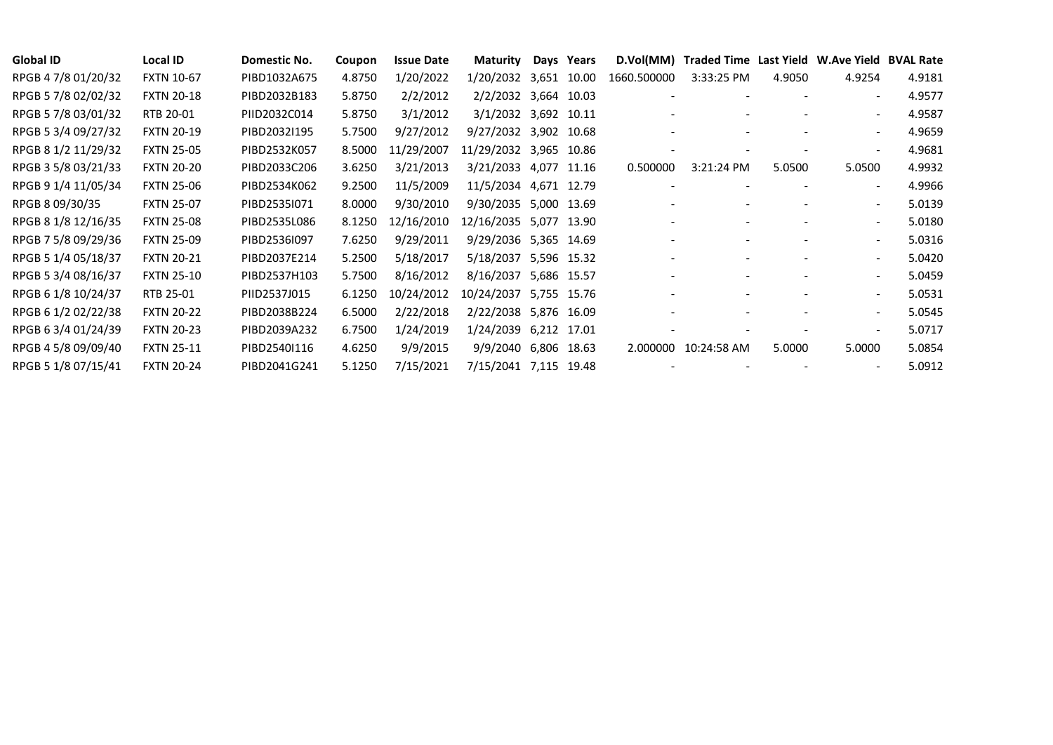| Global ID | Local ID | Domestic No. | Coupon | Issue Date | Maturity | Days | Years | D.Vol(MM) | Traded Time | Last Yield | W.Ave Yield | BVAL Rate |
|---|---|---|---|---|---|---|---|---|---|---|---|---|
| RPGB 4 7/8 01/20/32 | FXTN 10-67 | PIBD1032A675 | 4.8750 | 1/20/2022 | 1/20/2032 | 3,651 | 10.00 | 1660.500000 | 3:33:25 PM | 4.9050 | 4.9254 | 4.9181 |
| RPGB 5 7/8 02/02/32 | FXTN 20-18 | PIBD2032B183 | 5.8750 | 2/2/2012 | 2/2/2032 | 3,664 | 10.03 | - | - | - | - | 4.9577 |
| RPGB 5 7/8 03/01/32 | RTB 20-01 | PIID2032C014 | 5.8750 | 3/1/2012 | 3/1/2032 | 3,692 | 10.11 | - | - | - | - | 4.9587 |
| RPGB 5 3/4 09/27/32 | FXTN 20-19 | PIBD2032I195 | 5.7500 | 9/27/2012 | 9/27/2032 | 3,902 | 10.68 | - | - | - | - | 4.9659 |
| RPGB 8 1/2 11/29/32 | FXTN 25-05 | PIBD2532K057 | 8.5000 | 11/29/2007 | 11/29/2032 | 3,965 | 10.86 | - | - | - | - | 4.9681 |
| RPGB 3 5/8 03/21/33 | FXTN 20-20 | PIBD2033C206 | 3.6250 | 3/21/2013 | 3/21/2033 | 4,077 | 11.16 | 0.500000 | 3:21:24 PM | 5.0500 | 5.0500 | 4.9932 |
| RPGB 9 1/4 11/05/34 | FXTN 25-06 | PIBD2534K062 | 9.2500 | 11/5/2009 | 11/5/2034 | 4,671 | 12.79 | - | - | - | - | 4.9966 |
| RPGB 8 09/30/35 | FXTN 25-07 | PIBD2535I071 | 8.0000 | 9/30/2010 | 9/30/2035 | 5,000 | 13.69 | - | - | - | - | 5.0139 |
| RPGB 8 1/8 12/16/35 | FXTN 25-08 | PIBD2535L086 | 8.1250 | 12/16/2010 | 12/16/2035 | 5,077 | 13.90 | - | - | - | - | 5.0180 |
| RPGB 7 5/8 09/29/36 | FXTN 25-09 | PIBD2536I097 | 7.6250 | 9/29/2011 | 9/29/2036 | 5,365 | 14.69 | - | - | - | - | 5.0316 |
| RPGB 5 1/4 05/18/37 | FXTN 20-21 | PIBD2037E214 | 5.2500 | 5/18/2017 | 5/18/2037 | 5,596 | 15.32 | - | - | - | - | 5.0420 |
| RPGB 5 3/4 08/16/37 | FXTN 25-10 | PIBD2537H103 | 5.7500 | 8/16/2012 | 8/16/2037 | 5,686 | 15.57 | - | - | - | - | 5.0459 |
| RPGB 6 1/8 10/24/37 | RTB 25-01 | PIID2537J015 | 6.1250 | 10/24/2012 | 10/24/2037 | 5,755 | 15.76 | - | - | - | - | 5.0531 |
| RPGB 6 1/2 02/22/38 | FXTN 20-22 | PIBD2038B224 | 6.5000 | 2/22/2018 | 2/22/2038 | 5,876 | 16.09 | - | - | - | - | 5.0545 |
| RPGB 6 3/4 01/24/39 | FXTN 20-23 | PIBD2039A232 | 6.7500 | 1/24/2019 | 1/24/2039 | 6,212 | 17.01 | - | - | - | - | 5.0717 |
| RPGB 4 5/8 09/09/40 | FXTN 25-11 | PIBD2540I116 | 4.6250 | 9/9/2015 | 9/9/2040 | 6,806 | 18.63 | 2.000000 | 10:24:58 AM | 5.0000 | 5.0000 | 5.0854 |
| RPGB 5 1/8 07/15/41 | FXTN 20-24 | PIBD2041G241 | 5.1250 | 7/15/2021 | 7/15/2041 | 7,115 | 19.48 | - | - | - | - | 5.0912 |